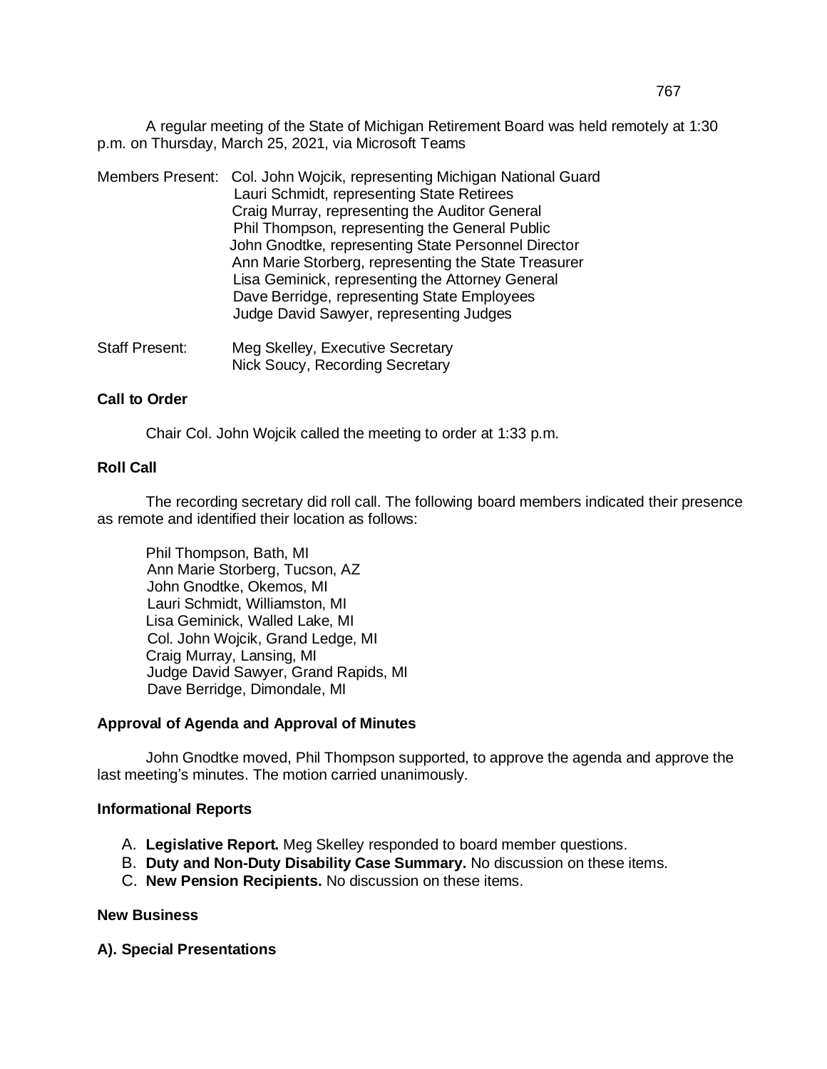A regular meeting of the State of Michigan Retirement Board was held remotely at 1:30 p.m. on Thursday, March 25, 2021, via Microsoft Teams

Members Present: Col. John Wojcik, representing Michigan National Guard
Lauri Schmidt, representing State Retirees
Craig Murray, representing the Auditor General
Phil Thompson, representing the General Public
John Gnodtke, representing State Personnel Director
Ann Marie Storberg, representing the State Treasurer
Lisa Geminick, representing the Attorney General
Dave Berridge, representing State Employees
Judge David Sawyer, representing Judges

Staff Present: Meg Skelley, Executive Secretary
Nick Soucy, Recording Secretary

**Call to Order**

Chair Col. John Wojcik called the meeting to order at 1:33 p.m.

**Roll Call**

The recording secretary did roll call. The following board members indicated their presence as remote and identified their location as follows:

Phil Thompson, Bath, MI
Ann Marie Storberg, Tucson, AZ
John Gnodtke, Okemos, MI
Lauri Schmidt, Williamston, MI
Lisa Geminick, Walled Lake, MI
Col. John Wojcik, Grand Ledge, MI
Craig Murray, Lansing, MI
Judge David Sawyer, Grand Rapids, MI
Dave Berridge, Dimondale, MI

**Approval of Agenda and Approval of Minutes**

John Gnodtke moved, Phil Thompson supported, to approve the agenda and approve the last meeting's minutes. The motion carried unanimously.

**Informational Reports**

A. **Legislative Report.** Meg Skelley responded to board member questions.
B. **Duty and Non-Duty Disability Case Summary.** No discussion on these items.
C. **New Pension Recipients.** No discussion on these items.

**New Business**

**A). Special Presentations**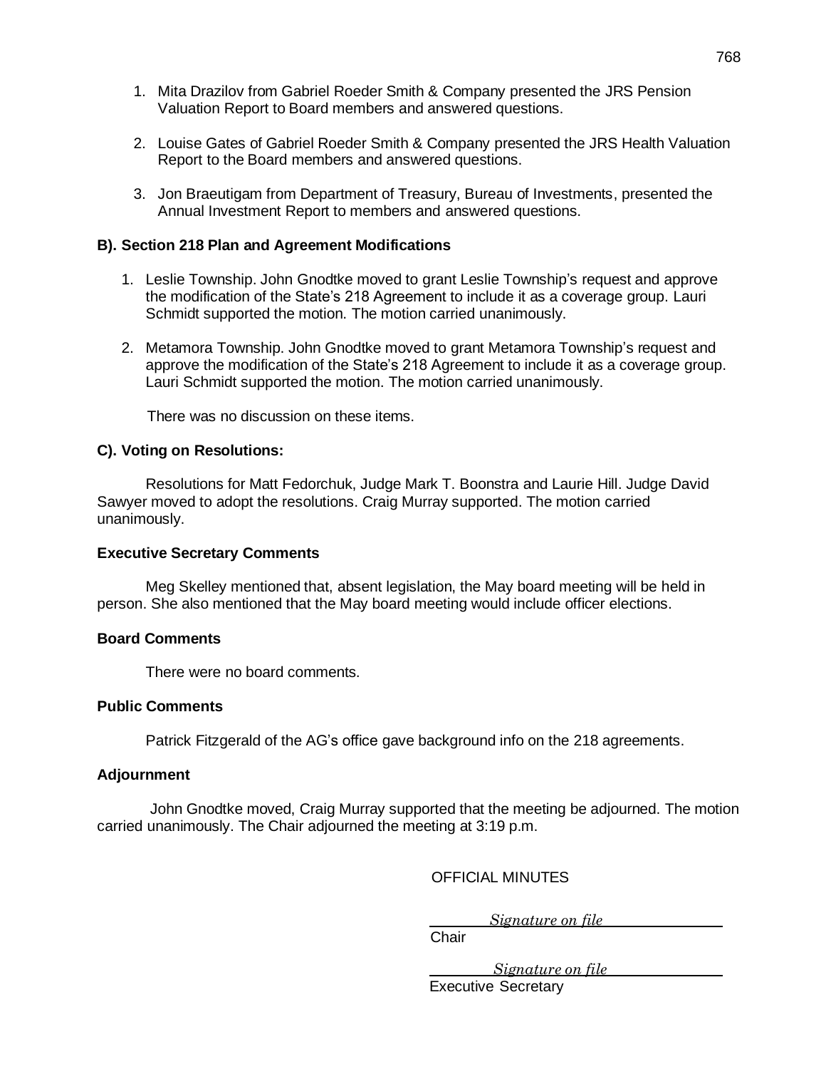1. Mita Drazilov from Gabriel Roeder Smith & Company presented the JRS Pension Valuation Report to Board members and answered questions.

2. Louise Gates of Gabriel Roeder Smith & Company presented the JRS Health Valuation Report to the Board members and answered questions.

3. Jon Braeutigam from Department of Treasury, Bureau of Investments, presented the Annual Investment Report to members and answered questions.

**B). Section 218 Plan and Agreement Modifications**

1. Leslie Township. John Gnodtke moved to grant Leslie Township's request and approve the modification of the State's 218 Agreement to include it as a coverage group. Lauri Schmidt supported the motion. The motion carried unanimously.

2. Metamora Township. John Gnodtke moved to grant Metamora Township's request and approve the modification of the State's 218 Agreement to include it as a coverage group. Lauri Schmidt supported the motion. The motion carried unanimously.

   There was no discussion on these items.

**C). Voting on Resolutions:**

Resolutions for Matt Fedorchuk, Judge Mark T. Boonstra and Laurie Hill. Judge David Sawyer moved to adopt the resolutions. Craig Murray supported. The motion carried unanimously.

**Executive Secretary Comments**

Meg Skelley mentioned that, absent legislation, the May board meeting will be held in person. She also mentioned that the May board meeting would include officer elections.

**Board Comments**

There were no board comments.

**Public Comments**

Patrick Fitzgerald of the AG's office gave background info on the 218 agreements.

**Adjournment**

John Gnodtke moved, Craig Murray supported that the meeting be adjourned. The motion carried unanimously. The Chair adjourned the meeting at 3:19 p.m.

OFFICIAL MINUTES

*Signature on file*
Chair

*Signature on file*
Executive Secretary